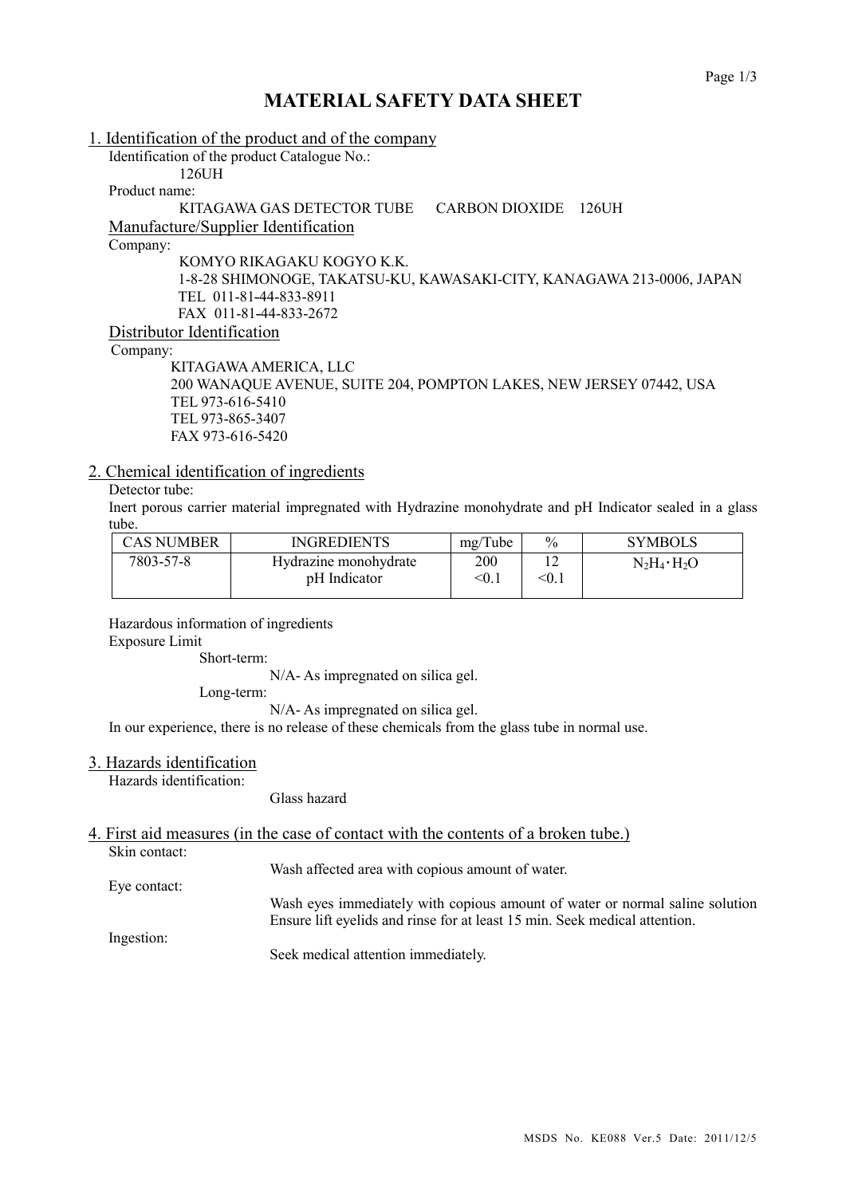# MATERIAL SAFETY DATA SHEET

## 1. Identification of the product and of the company

Identification of the product Catalogue No.:

126UH

Product name:

KITAGAWA GAS DETECTOR TUBE CARBON DIOXIDE 126UH

### Manufacture/Supplier Identification

Company:

KOMYO RIKAGAKU KOGYO K.K.
1-8-28 SHIMONOGE, TAKATSU-KU, KAWASAKI-CITY, KANAGAWA 213-0006, JAPAN
TEL 011-81-44-833-8911
FAX 011-81-44-833-2672

### Distributor Identification

Company:

KITAGAWA AMERICA, LLC
200 WANAQUE AVENUE, SUITE 204, POMPTON LAKES, NEW JERSEY 07442, USA
TEL 973-616-5410
TEL 973-865-3407
FAX 973-616-5420

## 2. Chemical identification of ingredients

Detector tube:

Inert porous carrier material impregnated with Hydrazine monohydrate and pH Indicator sealed in a glass tube.

| CAS NUMBER | INGREDIENTS | mg/Tube | % | SYMBOLS |
|---|---|---|---|---|
| 7803-57-8 | Hydrazine monohydrate<br>pH Indicator | 200<br><0.1 | 12<br><0.1 | $N_2H_4 \cdot H_2O$ |

Hazardous information of ingredients

Exposure Limit

Short-term:

N/A- As impregnated on silica gel.

Long-term:

N/A- As impregnated on silica gel.

In our experience, there is no release of these chemicals from the glass tube in normal use.

## 3. Hazards identification

Hazards identification:

Glass hazard

## 4. First aid measures (in the case of contact with the contents of a broken tube.)

Skin contact:

Wash affected area with copious amount of water.

Eye contact:

Wash eyes immediately with copious amount of water or normal saline solution Ensure lift eyelids and rinse for at least 15 min. Seek medical attention.

Ingestion:

Seek medical attention immediately.

MSDS No. KE088 Ver.5 Date: 2011/12/5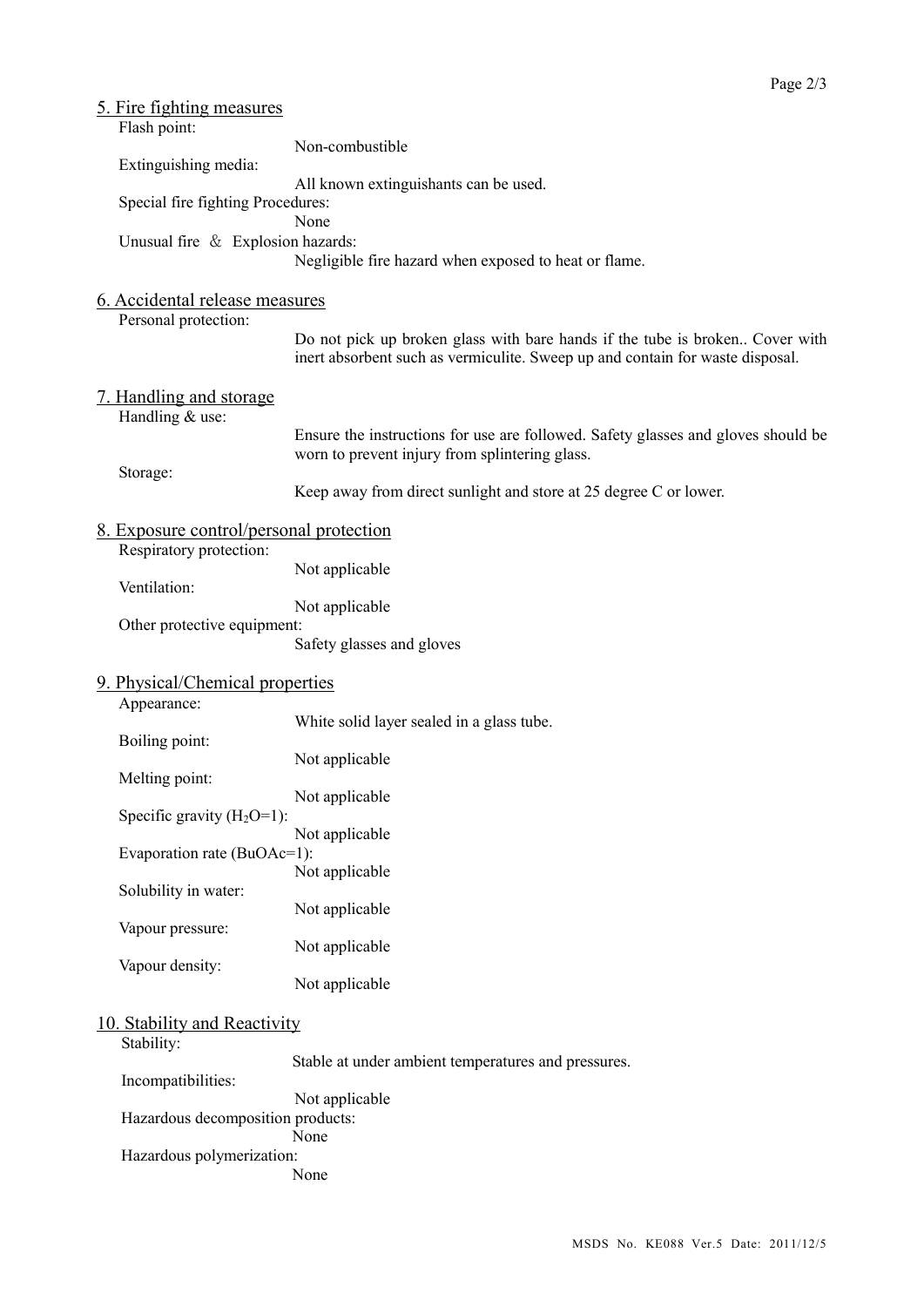## 5. Fire fighting measures

Flash point:
: Non-combustible

Extinguishing media:
: All known extinguishants can be used.

Special fire fighting Procedures:
: None

Unusual fire ＆ Explosion hazards:
: Negligible fire hazard when exposed to heat or flame.

## 6. Accidental release measures

Personal protection:
: Do not pick up broken glass with bare hands if the tube is broken.. Cover with inert absorbent such as vermiculite. Sweep up and contain for waste disposal.

## 7. Handling and storage

Handling & use:
: Ensure the instructions for use are followed. Safety glasses and gloves should be worn to prevent injury from splintering glass.

Storage:
: Keep away from direct sunlight and store at 25 degree C or lower.

## 8. Exposure control/personal protection

Respiratory protection:
: Not applicable

Ventilation:
: Not applicable

Other protective equipment:
: Safety glasses and gloves

## 9. Physical/Chemical properties

Appearance:
: White solid layer sealed in a glass tube.

Boiling point:
: Not applicable

Melting point:
: Not applicable

Specific gravity ($H_2O$=1):
: Not applicable

Evaporation rate (BuOAc=1):
: Not applicable

Solubility in water:
: Not applicable

Vapour pressure:
: Not applicable

Vapour density:
: Not applicable

## 10. Stability and Reactivity

Stability:
: Stable at under ambient temperatures and pressures.

Incompatibilities:
: Not applicable

Hazardous decomposition products:
: None

Hazardous polymerization:
: None

MSDS No. KE088 Ver.5 Date: 2011/12/5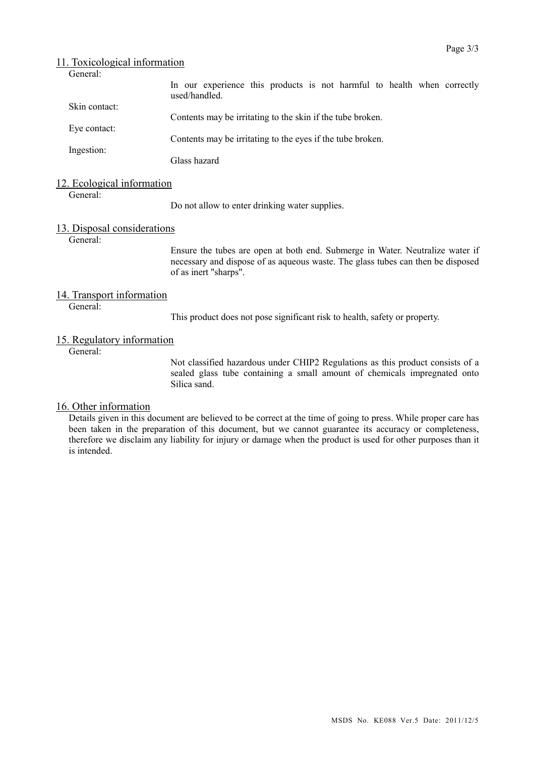## 11. Toxicological information

General:

In our experience this products is not harmful to health when correctly used/handled.

Skin contact:

Contents may be irritating to the skin if the tube broken.

Eye contact:

Contents may be irritating to the eyes if the tube broken.

Ingestion:

Glass hazard

## 12. Ecological information

General:

Do not allow to enter drinking water supplies.

## 13. Disposal considerations

General:

Ensure the tubes are open at both end. Submerge in Water. Neutralize water if necessary and dispose of as aqueous waste. The glass tubes can then be disposed of as inert "sharps".

## 14. Transport information

General:

This product does not pose significant risk to health, safety or property.

## 15. Regulatory information

General:

Not classified hazardous under CHIP2 Regulations as this product consists of a sealed glass tube containing a small amount of chemicals impregnated onto Silica sand.

## 16. Other information

Details given in this document are believed to be correct at the time of going to press. While proper care has been taken in the preparation of this document, but we cannot guarantee its accuracy or completeness, therefore we disclaim any liability for injury or damage when the product is used for other purposes than it is intended.

MSDS No. KE088 Ver.5 Date: 2011/12/5